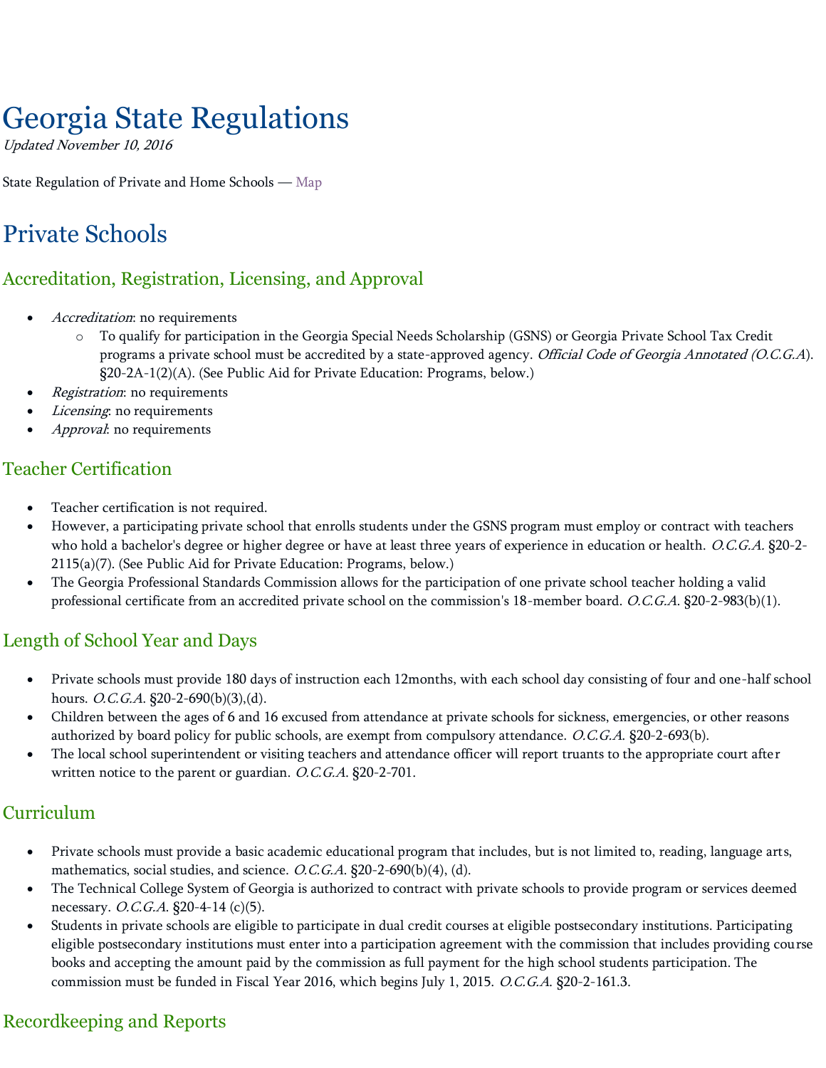# Georgia State Regulations

*Updated November 10, 2016*

State Regulation of Private and Home Schools — Map

## Private Schools

### Accreditation, Registration, Licensing, and Approval

- *Accreditation*: no requirements
  - To qualify for participation in the Georgia Special Needs Scholarship (GSNS) or Georgia Private School Tax Credit programs a private school must be accredited by a state-approved agency. *Official Code of Georgia Annotated (O.C.G.A*). §20-2A-1(2)(A). (See Public Aid for Private Education: Programs, below.)
- *Registration*: no requirements
- *Licensing*: no requirements
- *Approval*: no requirements

### Teacher Certification

- Teacher certification is not required.
- However, a participating private school that enrolls students under the GSNS program must employ or contract with teachers who hold a bachelor's degree or higher degree or have at least three years of experience in education or health. *O.C.G.A.* §20-2-2115(a)(7). (See Public Aid for Private Education: Programs, below.)
- The Georgia Professional Standards Commission allows for the participation of one private school teacher holding a valid professional certificate from an accredited private school on the commission's 18-member board. *O.C.G.A*. §20-2-983(b)(1).

### Length of School Year and Days

- Private schools must provide 180 days of instruction each 12months, with each school day consisting of four and one-half school hours. *O.C.G.A*. §20-2-690(b)(3),(d).
- Children between the ages of 6 and 16 excused from attendance at private schools for sickness, emergencies, or other reasons authorized by board policy for public schools, are exempt from compulsory attendance. *O.C.G.A*. §20-2-693(b).
- The local school superintendent or visiting teachers and attendance officer will report truants to the appropriate court after written notice to the parent or guardian. *O.C.G.A*. §20-2-701.

### Curriculum

- Private schools must provide a basic academic educational program that includes, but is not limited to, reading, language arts, mathematics, social studies, and science. *O.C.G.A*. §20-2-690(b)(4), (d).
- The Technical College System of Georgia is authorized to contract with private schools to provide program or services deemed necessary. *O.C.G.A*. §20-4-14 (c)(5).
- Students in private schools are eligible to participate in dual credit courses at eligible postsecondary institutions. Participating eligible postsecondary institutions must enter into a participation agreement with the commission that includes providing course books and accepting the amount paid by the commission as full payment for the high school students participation. The commission must be funded in Fiscal Year 2016, which begins July 1, 2015. *O.C.G.A*. §20-2-161.3.

### Recordkeeping and Reports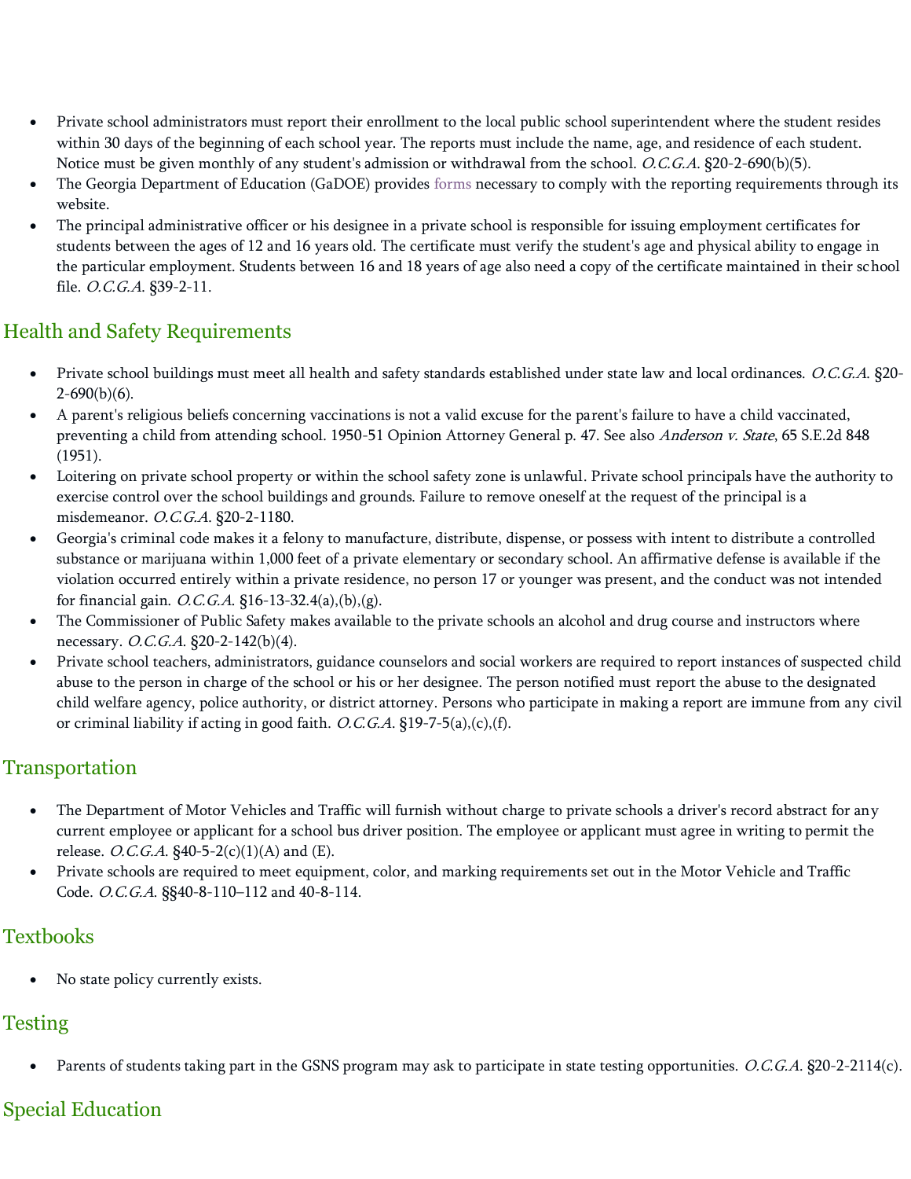- Private school administrators must report their enrollment to the local public school superintendent where the student resides within 30 days of the beginning of each school year. The reports must include the name, age, and residence of each student. Notice must be given monthly of any student's admission or withdrawal from the school. *O.C.G.A.* §20-2-690(b)(5).
- The Georgia Department of Education (GaDOE) provides forms necessary to comply with the reporting requirements through its website.
- The principal administrative officer or his designee in a private school is responsible for issuing employment certificates for students between the ages of 12 and 16 years old. The certificate must verify the student's age and physical ability to engage in the particular employment. Students between 16 and 18 years of age also need a copy of the certificate maintained in their school file. *O.C.G.A.* §39-2-11.

## Health and Safety Requirements

- Private school buildings must meet all health and safety standards established under state law and local ordinances. *O.C.G.A.* §20-2-690(b)(6).
- A parent's religious beliefs concerning vaccinations is not a valid excuse for the parent's failure to have a child vaccinated, preventing a child from attending school. 1950-51 Opinion Attorney General p. 47. See also *Anderson v. State*, 65 S.E.2d 848 (1951).
- Loitering on private school property or within the school safety zone is unlawful. Private school principals have the authority to exercise control over the school buildings and grounds. Failure to remove oneself at the request of the principal is a misdemeanor. *O.C.G.A.* §20-2-1180.
- Georgia's criminal code makes it a felony to manufacture, distribute, dispense, or possess with intent to distribute a controlled substance or marijuana within 1,000 feet of a private elementary or secondary school. An affirmative defense is available if the violation occurred entirely within a private residence, no person 17 or younger was present, and the conduct was not intended for financial gain. *O.C.G.A.* §16-13-32.4(a),(b),(g).
- The Commissioner of Public Safety makes available to the private schools an alcohol and drug course and instructors where necessary. *O.C.G.A.* §20-2-142(b)(4).
- Private school teachers, administrators, guidance counselors and social workers are required to report instances of suspected child abuse to the person in charge of the school or his or her designee. The person notified must report the abuse to the designated child welfare agency, police authority, or district attorney. Persons who participate in making a report are immune from any civil or criminal liability if acting in good faith. *O.C.G.A.* §19-7-5(a),(c),(f).

## Transportation

- The Department of Motor Vehicles and Traffic will furnish without charge to private schools a driver's record abstract for any current employee or applicant for a school bus driver position. The employee or applicant must agree in writing to permit the release. *O.C.G.A.* §40-5-2(c)(1)(A) and (E).
- Private schools are required to meet equipment, color, and marking requirements set out in the Motor Vehicle and Traffic Code. *O.C.G.A.* §§40-8-110–112 and 40-8-114.

## Textbooks

- No state policy currently exists.

## Testing

- Parents of students taking part in the GSNS program may ask to participate in state testing opportunities. *O.C.G.A.* §20-2-2114(c).

## Special Education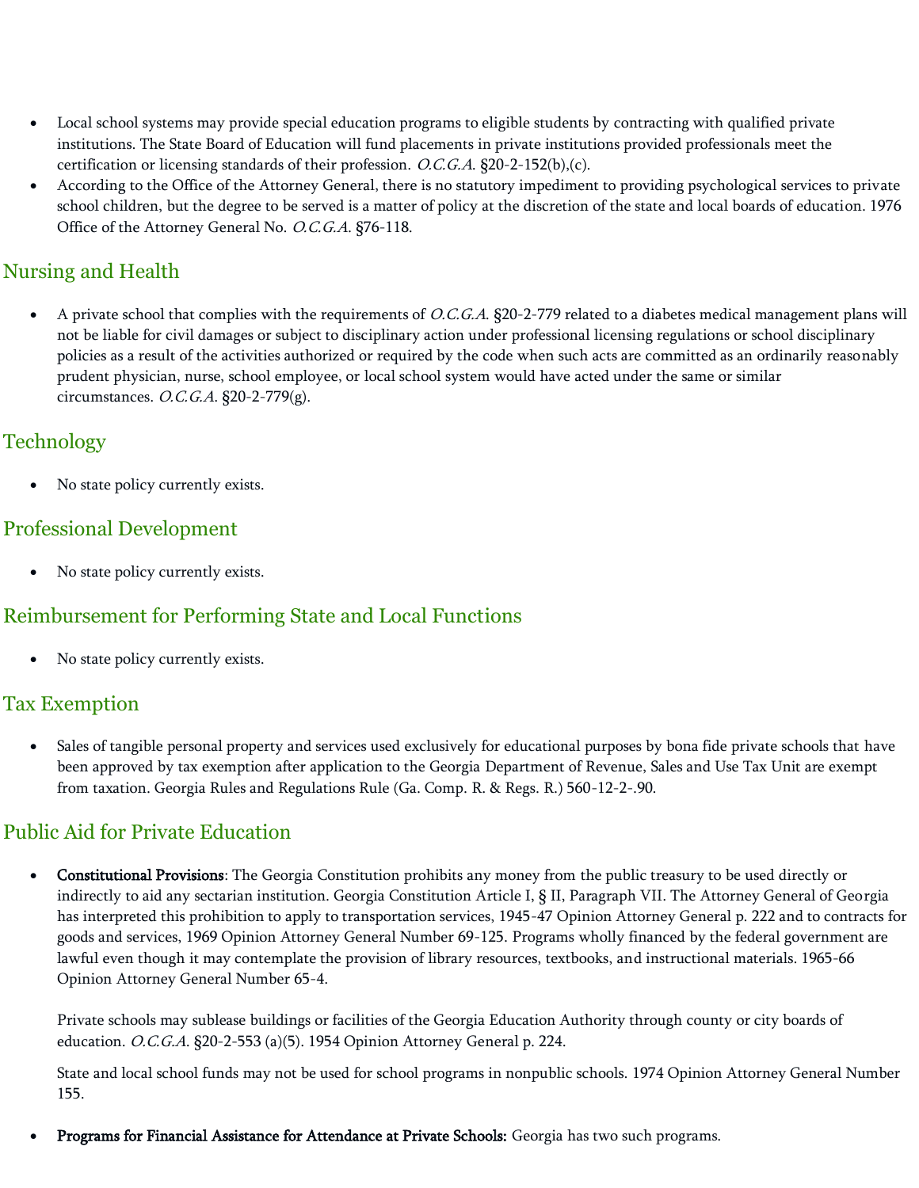- Local school systems may provide special education programs to eligible students by contracting with qualified private institutions. The State Board of Education will fund placements in private institutions provided professionals meet the certification or licensing standards of their profession. *O.C.G.A.* §20-2-152(b),(c).
- According to the Office of the Attorney General, there is no statutory impediment to providing psychological services to private school children, but the degree to be served is a matter of policy at the discretion of the state and local boards of education. 1976 Office of the Attorney General No. *O.C.G.A.* §76-118.

## Nursing and Health

- A private school that complies with the requirements of *O.C.G.A.* §20-2-779 related to a diabetes medical management plans will not be liable for civil damages or subject to disciplinary action under professional licensing regulations or school disciplinary policies as a result of the activities authorized or required by the code when such acts are committed as an ordinarily reasonably prudent physician, nurse, school employee, or local school system would have acted under the same or similar circumstances. *O.C.G.A.* §20-2-779(g).

## Technology

- No state policy currently exists.

## Professional Development

- No state policy currently exists.

## Reimbursement for Performing State and Local Functions

- No state policy currently exists.

## Tax Exemption

- Sales of tangible personal property and services used exclusively for educational purposes by bona fide private schools that have been approved by tax exemption after application to the Georgia Department of Revenue, Sales and Use Tax Unit are exempt from taxation. Georgia Rules and Regulations Rule (Ga. Comp. R. & Regs. R.) 560-12-2-.90.

## Public Aid for Private Education

- **Constitutional Provisions**: The Georgia Constitution prohibits any money from the public treasury to be used directly or indirectly to aid any sectarian institution. Georgia Constitution Article I, § II, Paragraph VII. The Attorney General of Georgia has interpreted this prohibition to apply to transportation services, 1945-47 Opinion Attorney General p. 222 and to contracts for goods and services, 1969 Opinion Attorney General Number 69-125. Programs wholly financed by the federal government are lawful even though it may contemplate the provision of library resources, textbooks, and instructional materials. 1965-66 Opinion Attorney General Number 65-4.

  Private schools may sublease buildings or facilities of the Georgia Education Authority through county or city boards of education. *O.C.G.A.* §20-2-553 (a)(5). 1954 Opinion Attorney General p. 224.

  State and local school funds may not be used for school programs in nonpublic schools. 1974 Opinion Attorney General Number 155.

- **Programs for Financial Assistance for Attendance at Private Schools:** Georgia has two such programs.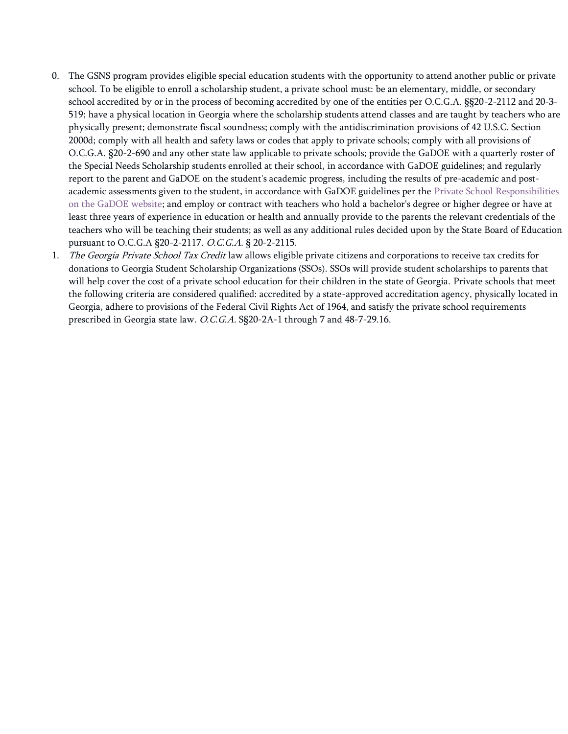0. The GSNS program provides eligible special education students with the opportunity to attend another public or private school. To be eligible to enroll a scholarship student, a private school must: be an elementary, middle, or secondary school accredited by or in the process of becoming accredited by one of the entities per O.C.G.A. §§20-2-2112 and 20-3-519; have a physical location in Georgia where the scholarship students attend classes and are taught by teachers who are physically present; demonstrate fiscal soundness; comply with the antidiscrimination provisions of 42 U.S.C. Section 2000d; comply with all health and safety laws or codes that apply to private schools; comply with all provisions of O.C.G.A. §20-2-690 and any other state law applicable to private schools; provide the GaDOE with a quarterly roster of the Special Needs Scholarship students enrolled at their school, in accordance with GaDOE guidelines; and regularly report to the parent and GaDOE on the student's academic progress, including the results of pre-academic and post-academic assessments given to the student, in accordance with GaDOE guidelines per the Private School Responsibilities on the GaDOE website; and employ or contract with teachers who hold a bachelor's degree or higher degree or have at least three years of experience in education or health and annually provide to the parents the relevant credentials of the teachers who will be teaching their students; as well as any additional rules decided upon by the State Board of Education pursuant to O.C.G.A §20-2-2117. *O.C.G.A.* § 20-2-2115.
1. *The Georgia Private School Tax Credit* law allows eligible private citizens and corporations to receive tax credits for donations to Georgia Student Scholarship Organizations (SSOs). SSOs will provide student scholarships to parents that will help cover the cost of a private school education for their children in the state of Georgia. Private schools that meet the following criteria are considered qualified: accredited by a state-approved accreditation agency, physically located in Georgia, adhere to provisions of the Federal Civil Rights Act of 1964, and satisfy the private school requirements prescribed in Georgia state law. *O.C.G.A.* S§20-2A-1 through 7 and 48-7-29.16.